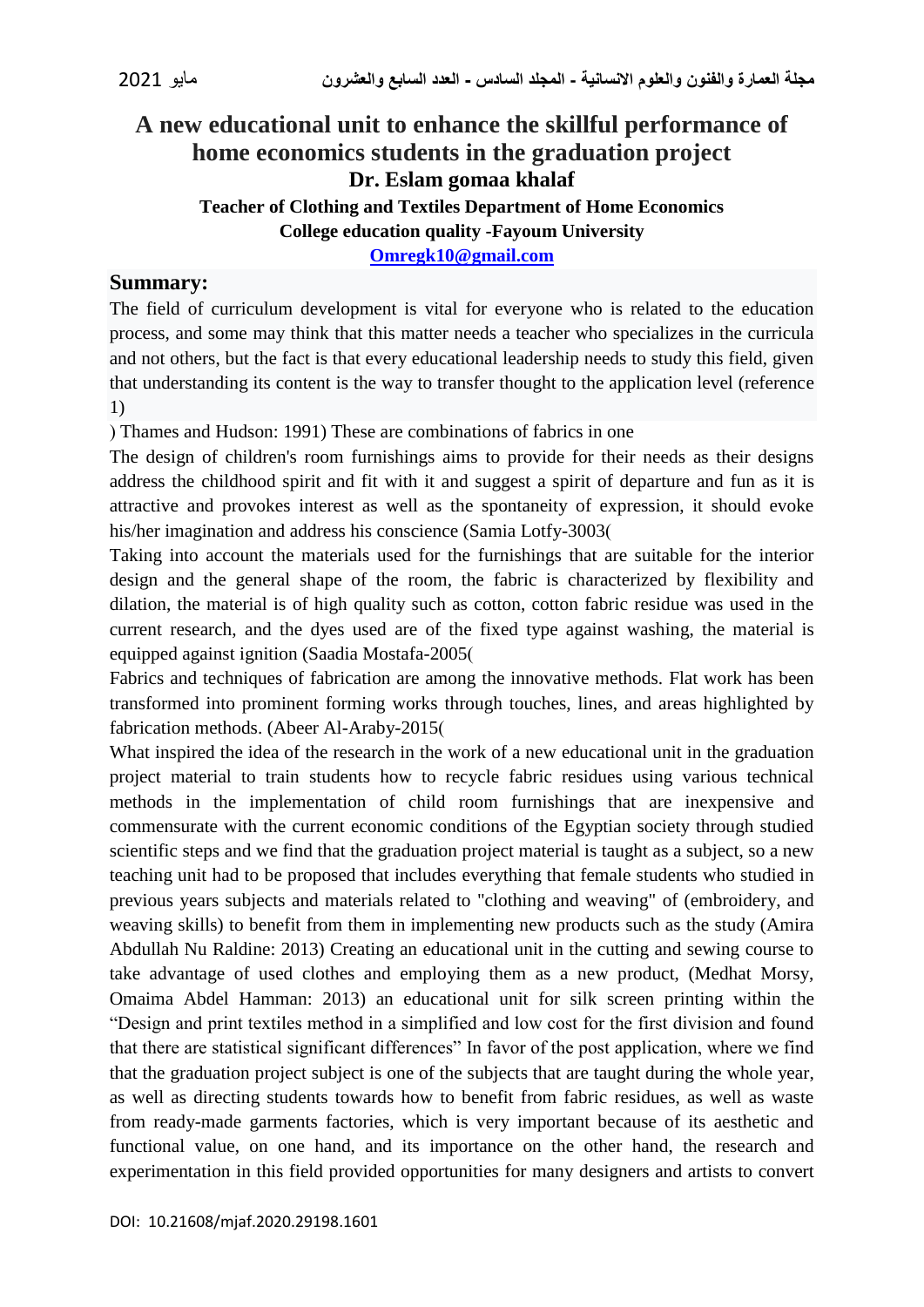# A new educational unit to enhance the skillful performance of home economics students in the graduation project

**Dr. Eslam gomaa khalaf**

**Teacher of Clothing and Textiles Department of Home Economics**

**College education quality -Fayoum University**

**Omregk10@gmail.com**

## Summary:

The field of curriculum development is vital for everyone who is related to the education process, and some may think that this matter needs a teacher who specializes in the curricula and not others, but the fact is that every educational leadership needs to study this field, given that understanding its content is the way to transfer thought to the application level (reference 1)

) Thames and Hudson: 1991) These are combinations of fabrics in one

The design of children's room furnishings aims to provide for their needs as their designs address the childhood spirit and fit with it and suggest a spirit of departure and fun as it is attractive and provokes interest as well as the spontaneity of expression, it should evoke his/her imagination and address his conscience (Samia Lotfy-3003(

Taking into account the materials used for the furnishings that are suitable for the interior design and the general shape of the room, the fabric is characterized by flexibility and dilation, the material is of high quality such as cotton, cotton fabric residue was used in the current research, and the dyes used are of the fixed type against washing, the material is equipped against ignition (Saadia Mostafa-2005(

Fabrics and techniques of fabrication are among the innovative methods. Flat work has been transformed into prominent forming works through touches, lines, and areas highlighted by fabrication methods. (Abeer Al-Araby-2015(

What inspired the idea of the research in the work of a new educational unit in the graduation project material to train students how to recycle fabric residues using various technical methods in the implementation of child room furnishings that are inexpensive and commensurate with the current economic conditions of the Egyptian society through studied scientific steps and we find that the graduation project material is taught as a subject, so a new teaching unit had to be proposed that includes everything that female students who studied in previous years subjects and materials related to "clothing and weaving" of (embroidery, and weaving skills) to benefit from them in implementing new products such as the study (Amira Abdullah Nu Raldine: 2013) Creating an educational unit in the cutting and sewing course to take advantage of used clothes and employing them as a new product, (Medhat Morsy, Omaima Abdel Hamman: 2013) an educational unit for silk screen printing within the "Design and print textiles method in a simplified and low cost for the first division and found that there are statistical significant differences" In favor of the post application, where we find that the graduation project subject is one of the subjects that are taught during the whole year, as well as directing students towards how to benefit from fabric residues, as well as waste from ready-made garments factories, which is very important because of its aesthetic and functional value, on one hand, and its importance on the other hand, the research and experimentation in this field provided opportunities for many designers and artists to convert

DOI: 10.21608/mjaf.2020.29198.1601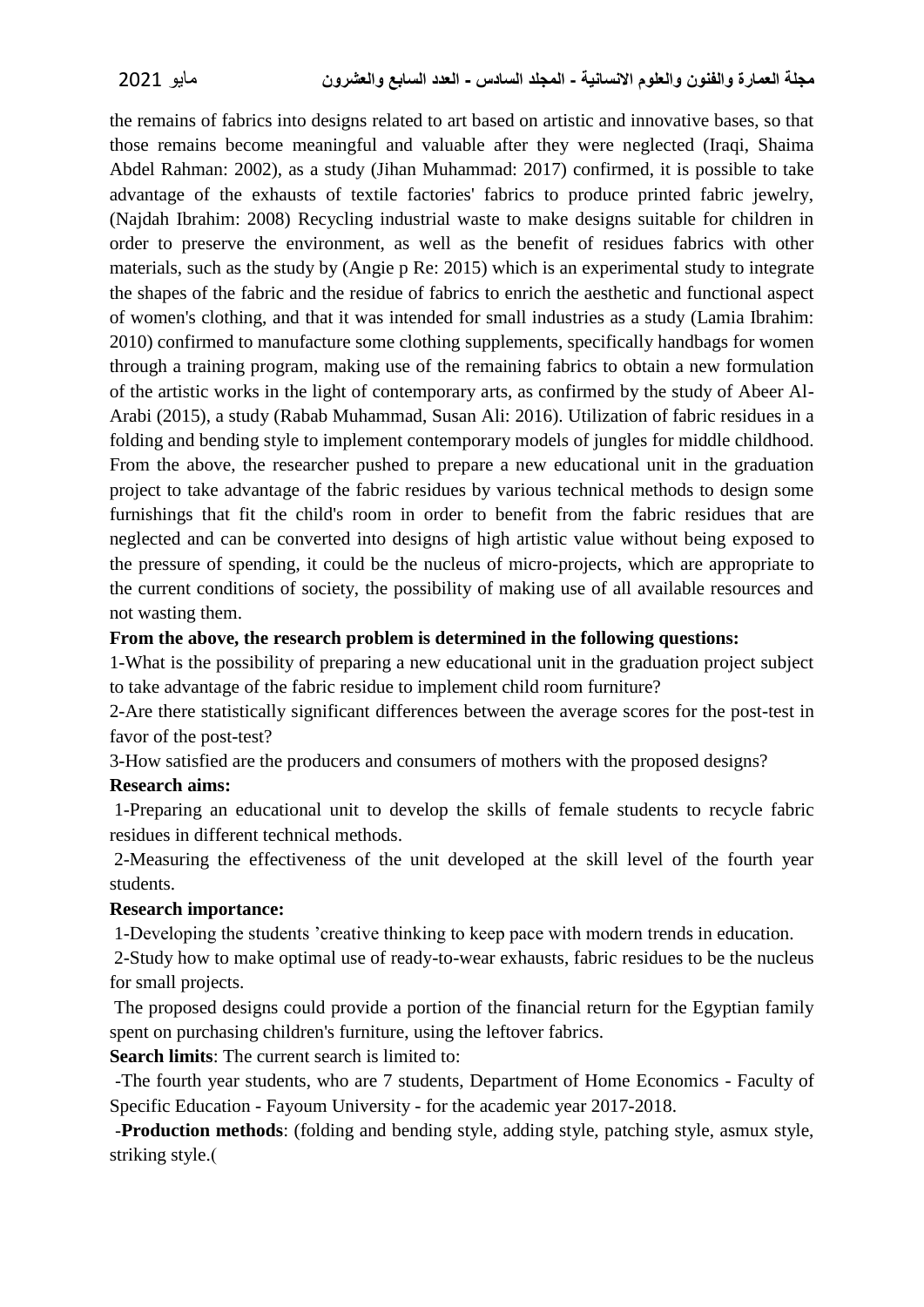the remains of fabrics into designs related to art based on artistic and innovative bases, so that those remains become meaningful and valuable after they were neglected (Iraqi, Shaima Abdel Rahman: 2002), as a study (Jihan Muhammad: 2017) confirmed, it is possible to take advantage of the exhausts of textile factories' fabrics to produce printed fabric jewelry, (Najdah Ibrahim: 2008) Recycling industrial waste to make designs suitable for children in order to preserve the environment, as well as the benefit of residues fabrics with other materials, such as the study by (Angie p Re: 2015) which is an experimental study to integrate the shapes of the fabric and the residue of fabrics to enrich the aesthetic and functional aspect of women's clothing, and that it was intended for small industries as a study (Lamia Ibrahim: 2010) confirmed to manufacture some clothing supplements, specifically handbags for women through a training program, making use of the remaining fabrics to obtain a new formulation of the artistic works in the light of contemporary arts, as confirmed by the study of Abeer Al-Arabi (2015), a study (Rabab Muhammad, Susan Ali: 2016). Utilization of fabric residues in a folding and bending style to implement contemporary models of jungles for middle childhood. From the above, the researcher pushed to prepare a new educational unit in the graduation project to take advantage of the fabric residues by various technical methods to design some furnishings that fit the child's room in order to benefit from the fabric residues that are neglected and can be converted into designs of high artistic value without being exposed to the pressure of spending, it could be the nucleus of micro-projects, which are appropriate to the current conditions of society, the possibility of making use of all available resources and not wasting them.

**From the above, the research problem is determined in the following questions:**

1-What is the possibility of preparing a new educational unit in the graduation project subject to take advantage of the fabric residue to implement child room furniture?

2-Are there statistically significant differences between the average scores for the post-test in favor of the post-test?

3-How satisfied are the producers and consumers of mothers with the proposed designs?

**Research aims:**

1-Preparing an educational unit to develop the skills of female students to recycle fabric residues in different technical methods.

2-Measuring the effectiveness of the unit developed at the skill level of the fourth year students.

**Research importance:**

1-Developing the students 'creative thinking to keep pace with modern trends in education.

2-Study how to make optimal use of ready-to-wear exhausts, fabric residues to be the nucleus for small projects.

The proposed designs could provide a portion of the financial return for the Egyptian family spent on purchasing children's furniture, using the leftover fabrics.

**Search limits**: The current search is limited to:

-The fourth year students, who are 7 students, Department of Home Economics - Faculty of Specific Education - Fayoum University - for the academic year 2017-2018.

-**Production methods**: (folding and bending style, adding style, patching style, asmux style, striking style.(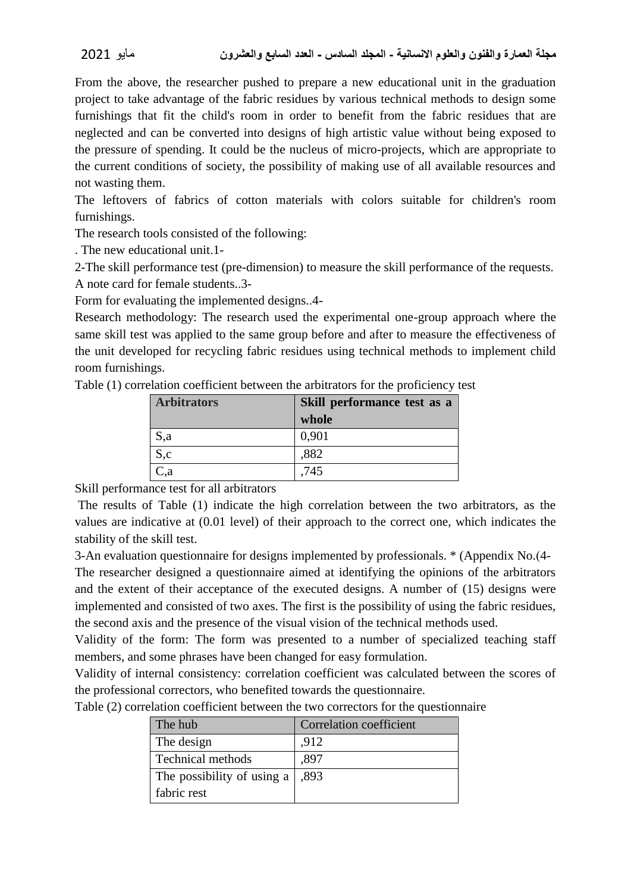From the above, the researcher pushed to prepare a new educational unit in the graduation project to take advantage of the fabric residues by various technical methods to design some furnishings that fit the child's room in order to benefit from the fabric residues that are neglected and can be converted into designs of high artistic value without being exposed to the pressure of spending. It could be the nucleus of micro-projects, which are appropriate to the current conditions of society, the possibility of making use of all available resources and not wasting them.

The leftovers of fabrics of cotton materials with colors suitable for children's room furnishings.

The research tools consisted of the following:

. The new educational unit.1-

2-The skill performance test (pre-dimension) to measure the skill performance of the requests.

A note card for female students..3-

Form for evaluating the implemented designs..4-

Research methodology: The research used the experimental one-group approach where the same skill test was applied to the same group before and after to measure the effectiveness of the unit developed for recycling fabric residues using technical methods to implement child room furnishings.

Table (1) correlation coefficient between the arbitrators for the proficiency test

| **Arbitrators** | **Skill performance test as a whole** |
|---|---|
| S,a | 0,901 |
| S,c | ,882 |
| C,a | ,745 |

Skill performance test for all arbitrators

The results of Table (1) indicate the high correlation between the two arbitrators, as the values are indicative at (0.01 level) of their approach to the correct one, which indicates the stability of the skill test.

3-An evaluation questionnaire for designs implemented by professionals. * (Appendix No.(4-

The researcher designed a questionnaire aimed at identifying the opinions of the arbitrators and the extent of their acceptance of the executed designs. A number of (15) designs were implemented and consisted of two axes. The first is the possibility of using the fabric residues, the second axis and the presence of the visual vision of the technical methods used.

Validity of the form: The form was presented to a number of specialized teaching staff members, and some phrases have been changed for easy formulation.

Validity of internal consistency: correlation coefficient was calculated between the scores of the professional correctors, who benefited towards the questionnaire.

Table (2) correlation coefficient between the two correctors for the questionnaire

| The hub | Correlation coefficient |
|---|---|
| The design | ,912 |
| Technical methods | ,897 |
| The possibility of using a fabric rest | ,893 |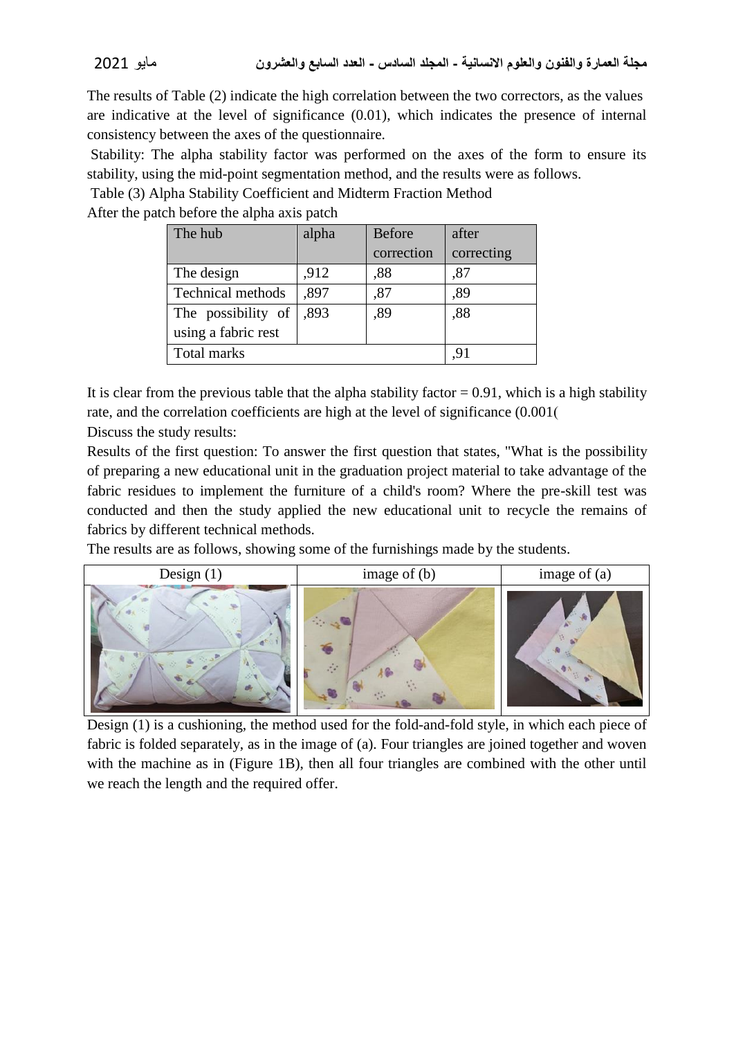The results of Table (2) indicate the high correlation between the two correctors, as the values are indicative at the level of significance (0.01), which indicates the presence of internal consistency between the axes of the questionnaire.

Stability: The alpha stability factor was performed on the axes of the form to ensure its stability, using the mid-point segmentation method, and the results were as follows.

Table (3) Alpha Stability Coefficient and Midterm Fraction Method

After the patch before the alpha axis patch

| The hub | alpha | Before correction | after correcting |
|---|---|---|---|
| The design | ,912 | ,88 | ,87 |
| Technical methods | ,897 | ,87 | ,89 |
| The possibility of using a fabric rest | ,893 | ,89 | ,88 |
| Total marks | | | ,91 |

It is clear from the previous table that the alpha stability factor = 0.91, which is a high stability rate, and the correlation coefficients are high at the level of significance (0.001(

Discuss the study results:

Results of the first question: To answer the first question that states, "What is the possibility of preparing a new educational unit in the graduation project material to take advantage of the fabric residues to implement the furniture of a child's room? Where the pre-skill test was conducted and then the study applied the new educational unit to recycle the remains of fabrics by different technical methods.

The results are as follows, showing some of the furnishings made by the students.

| Design (1) | image of (b) | image of (a) |
|---|---|---|
| | | |

Design (1) is a cushioning, the method used for the fold-and-fold style, in which each piece of fabric is folded separately, as in the image of (a). Four triangles are joined together and woven with the machine as in (Figure 1B), then all four triangles are combined with the other until we reach the length and the required offer.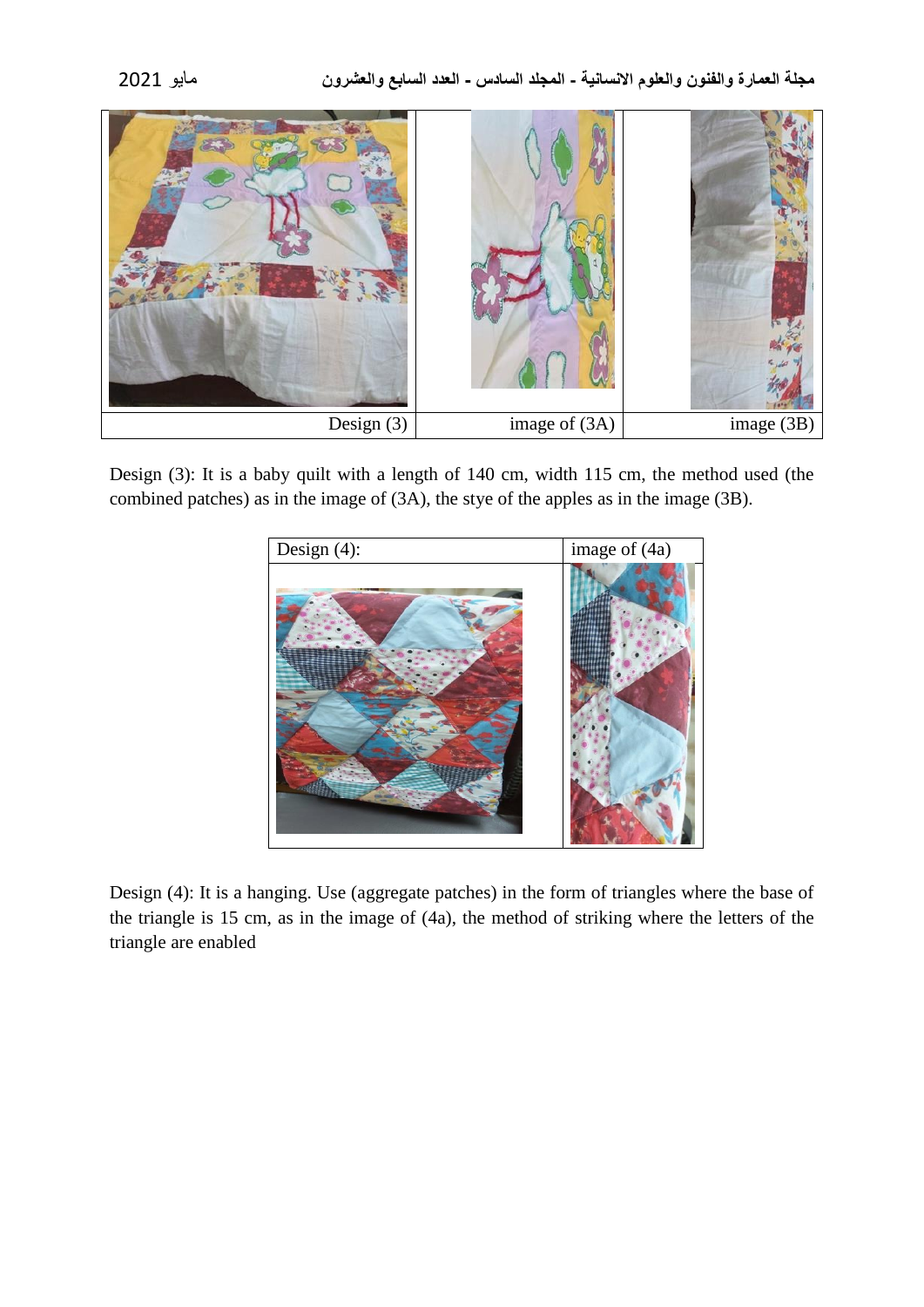| Design (3) | image of (3A) | image (3B) |
|---|---|---|

Design (3): It is a baby quilt with a length of 140 cm, width 115 cm, the method used (the combined patches) as in the image of (3A), the stye of the apples as in the image (3B).

| Design (4): | image of (4a) |
|---|---|

Design (4): It is a hanging. Use (aggregate patches) in the form of triangles where the base of the triangle is 15 cm, as in the image of (4a), the method of striking where the letters of the triangle are enabled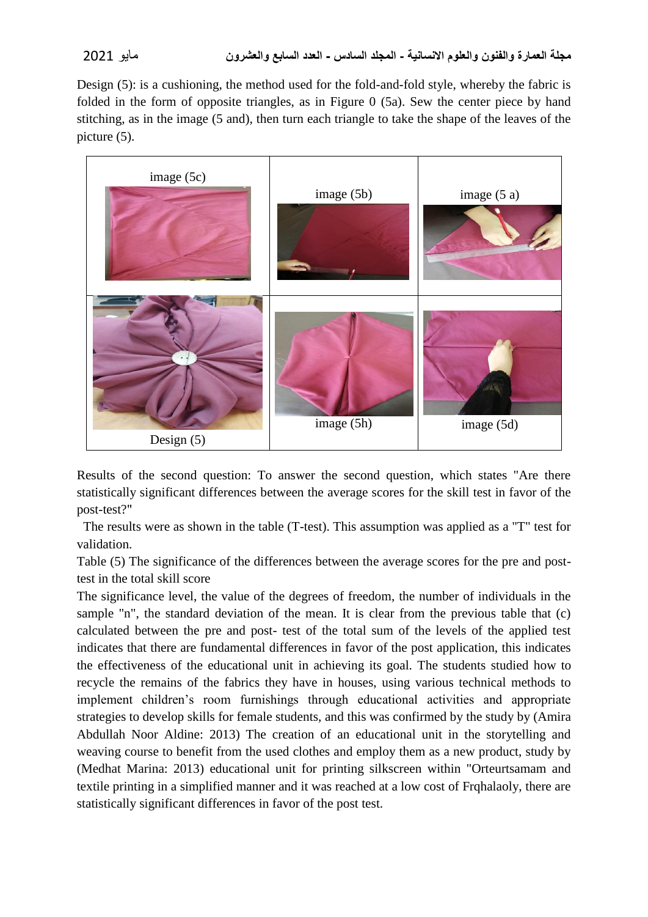Design (5): is a cushioning, the method used for the fold-and-fold style, whereby the fabric is folded in the form of opposite triangles, as in Figure 0 (5a). Sew the center piece by hand stitching, as in the image (5 and), then turn each triangle to take the shape of the leaves of the picture (5).

| image (5c) | image (5b) | image (5 a) |
|---|---|---|
| Design (5) | image (5h) | image (5d) |

Results of the second question: To answer the second question, which states "Are there statistically significant differences between the average scores for the skill test in favor of the post-test?"

The results were as shown in the table (T-test). This assumption was applied as a "T" test for validation.

Table (5) The significance of the differences between the average scores for the pre and post-test in the total skill score

The significance level, the value of the degrees of freedom, the number of individuals in the sample "n", the standard deviation of the mean. It is clear from the previous table that (c) calculated between the pre and post- test of the total sum of the levels of the applied test indicates that there are fundamental differences in favor of the post application, this indicates the effectiveness of the educational unit in achieving its goal. The students studied how to recycle the remains of the fabrics they have in houses, using various technical methods to implement children's room furnishings through educational activities and appropriate strategies to develop skills for female students, and this was confirmed by the study by (Amira Abdullah Noor Aldine: 2013) The creation of an educational unit in the storytelling and weaving course to benefit from the used clothes and employ them as a new product, study by (Medhat Marina: 2013) educational unit for printing silkscreen within "Orteurtsamam and textile printing in a simplified manner and it was reached at a low cost of Frqhalaoly, there are statistically significant differences in favor of the post test.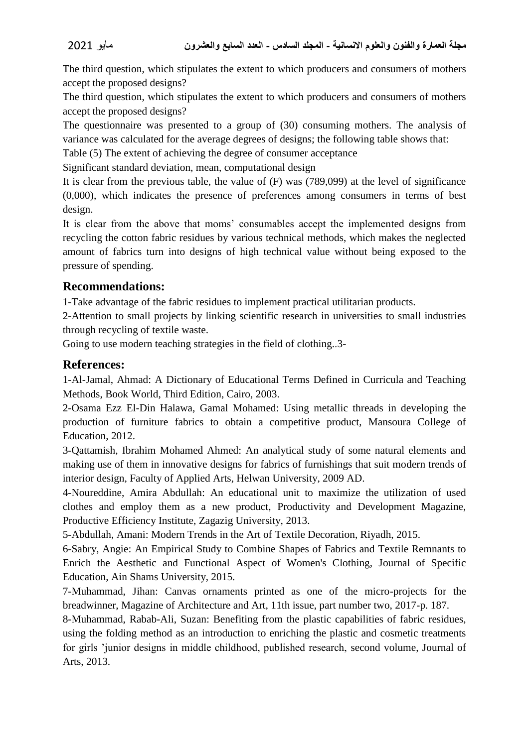The third question, which stipulates the extent to which producers and consumers of mothers accept the proposed designs?

The third question, which stipulates the extent to which producers and consumers of mothers accept the proposed designs?

The questionnaire was presented to a group of (30) consuming mothers. The analysis of variance was calculated for the average degrees of designs; the following table shows that:

Table (5) The extent of achieving the degree of consumer acceptance

Significant standard deviation, mean, computational design

It is clear from the previous table, the value of (F) was (789,099) at the level of significance (0,000), which indicates the presence of preferences among consumers in terms of best design.

It is clear from the above that moms' consumables accept the implemented designs from recycling the cotton fabric residues by various technical methods, which makes the neglected amount of fabrics turn into designs of high technical value without being exposed to the pressure of spending.

## Recommendations:

1-Take advantage of the fabric residues to implement practical utilitarian products.

2-Attention to small projects by linking scientific research in universities to small industries through recycling of textile waste.

Going to use modern teaching strategies in the field of clothing..3-

## References:

1-Al-Jamal, Ahmad: A Dictionary of Educational Terms Defined in Curricula and Teaching Methods, Book World, Third Edition, Cairo, 2003.

2-Osama Ezz El-Din Halawa, Gamal Mohamed: Using metallic threads in developing the production of furniture fabrics to obtain a competitive product, Mansoura College of Education, 2012.

3-Qattamish, Ibrahim Mohamed Ahmed: An analytical study of some natural elements and making use of them in innovative designs for fabrics of furnishings that suit modern trends of interior design, Faculty of Applied Arts, Helwan University, 2009 AD.

4-Noureddine, Amira Abdullah: An educational unit to maximize the utilization of used clothes and employ them as a new product, Productivity and Development Magazine, Productive Efficiency Institute, Zagazig University, 2013.

5-Abdullah, Amani: Modern Trends in the Art of Textile Decoration, Riyadh, 2015.

6-Sabry, Angie: An Empirical Study to Combine Shapes of Fabrics and Textile Remnants to Enrich the Aesthetic and Functional Aspect of Women's Clothing, Journal of Specific Education, Ain Shams University, 2015.

7-Muhammad, Jihan: Canvas ornaments printed as one of the micro-projects for the breadwinner, Magazine of Architecture and Art, 11th issue, part number two, 2017-p. 187.

8-Muhammad, Rabab-Ali, Suzan: Benefiting from the plastic capabilities of fabric residues, using the folding method as an introduction to enriching the plastic and cosmetic treatments for girls 'junior designs in middle childhood, published research, second volume, Journal of Arts, 2013.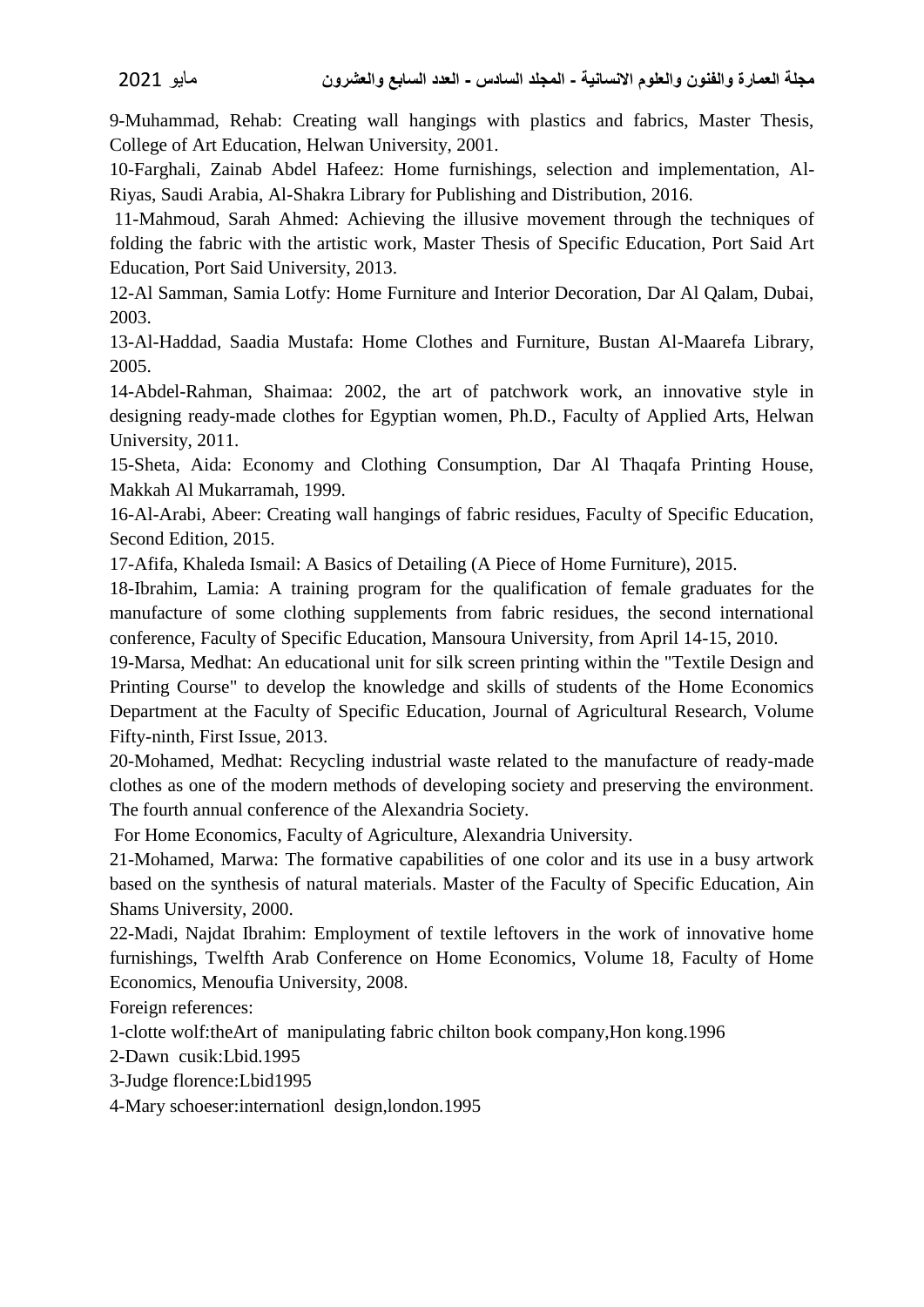9-Muhammad, Rehab: Creating wall hangings with plastics and fabrics, Master Thesis, College of Art Education, Helwan University, 2001.

10-Farghali, Zainab Abdel Hafeez: Home furnishings, selection and implementation, Al-Riyas, Saudi Arabia, Al-Shakra Library for Publishing and Distribution, 2016.

11-Mahmoud, Sarah Ahmed: Achieving the illusive movement through the techniques of folding the fabric with the artistic work, Master Thesis of Specific Education, Port Said Art Education, Port Said University, 2013.

12-Al Samman, Samia Lotfy: Home Furniture and Interior Decoration, Dar Al Qalam, Dubai, 2003.

13-Al-Haddad, Saadia Mustafa: Home Clothes and Furniture, Bustan Al-Maarefa Library, 2005.

14-Abdel-Rahman, Shaimaa: 2002, the art of patchwork work, an innovative style in designing ready-made clothes for Egyptian women, Ph.D., Faculty of Applied Arts, Helwan University, 2011.

15-Sheta, Aida: Economy and Clothing Consumption, Dar Al Thaqafa Printing House, Makkah Al Mukarramah, 1999.

16-Al-Arabi, Abeer: Creating wall hangings of fabric residues, Faculty of Specific Education, Second Edition, 2015.

17-Afifa, Khaleda Ismail: A Basics of Detailing (A Piece of Home Furniture), 2015.

18-Ibrahim, Lamia: A training program for the qualification of female graduates for the manufacture of some clothing supplements from fabric residues, the second international conference, Faculty of Specific Education, Mansoura University, from April 14-15, 2010.

19-Marsa, Medhat: An educational unit for silk screen printing within the "Textile Design and Printing Course" to develop the knowledge and skills of students of the Home Economics Department at the Faculty of Specific Education, Journal of Agricultural Research, Volume Fifty-ninth, First Issue, 2013.

20-Mohamed, Medhat: Recycling industrial waste related to the manufacture of ready-made clothes as one of the modern methods of developing society and preserving the environment. The fourth annual conference of the Alexandria Society.
For Home Economics, Faculty of Agriculture, Alexandria University.

21-Mohamed, Marwa: The formative capabilities of one color and its use in a busy artwork based on the synthesis of natural materials. Master of the Faculty of Specific Education, Ain Shams University, 2000.

22-Madi, Najdat Ibrahim: Employment of textile leftovers in the work of innovative home furnishings, Twelfth Arab Conference on Home Economics, Volume 18, Faculty of Home Economics, Menoufia University, 2008.

Foreign references:

1-clotte wolf:theArt of manipulating fabric chilton book company,Hon kong.1996

2-Dawn cusik:Lbid.1995

3-Judge florence:Lbid1995

4-Mary schoeser:internationl design,london.1995